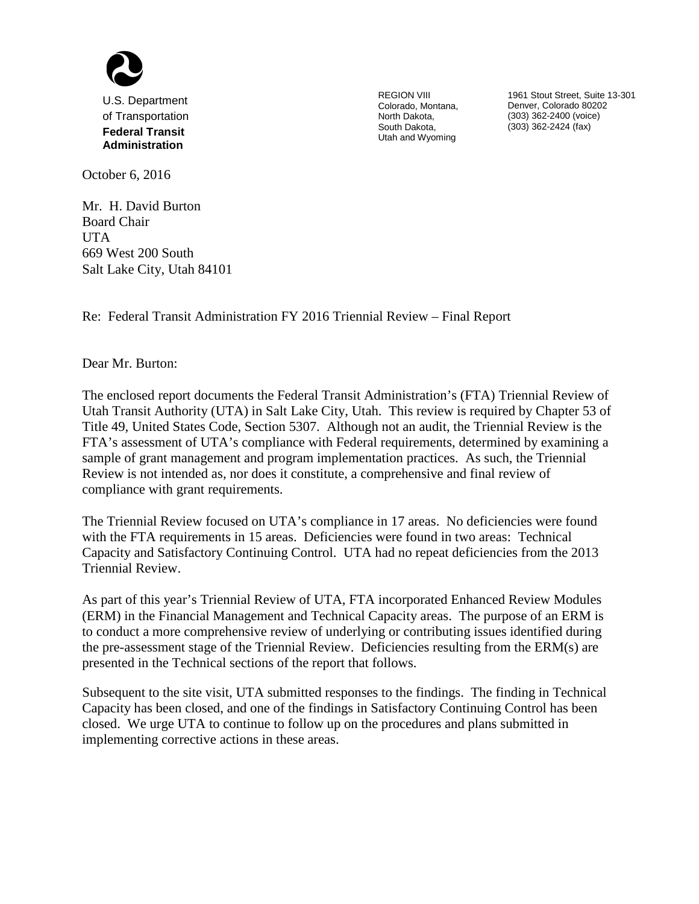U.S. Department of Transportation
**Federal Transit Administration**

REGION VIII
Colorado, Montana, North Dakota, South Dakota, Utah and Wyoming

1961 Stout Street, Suite 13-301
Denver, Colorado 80202
(303) 362-2400 (voice)
(303) 362-2424 (fax)

October 6, 2016

Mr. H. David Burton
Board Chair
UTA
669 West 200 South
Salt Lake City, Utah 84101

Re: Federal Transit Administration FY 2016 Triennial Review – Final Report

Dear Mr. Burton:

The enclosed report documents the Federal Transit Administration's (FTA) Triennial Review of Utah Transit Authority (UTA) in Salt Lake City, Utah. This review is required by Chapter 53 of Title 49, United States Code, Section 5307. Although not an audit, the Triennial Review is the FTA's assessment of UTA's compliance with Federal requirements, determined by examining a sample of grant management and program implementation practices. As such, the Triennial Review is not intended as, nor does it constitute, a comprehensive and final review of compliance with grant requirements.

The Triennial Review focused on UTA's compliance in 17 areas. No deficiencies were found with the FTA requirements in 15 areas. Deficiencies were found in two areas: Technical Capacity and Satisfactory Continuing Control. UTA had no repeat deficiencies from the 2013 Triennial Review.

As part of this year's Triennial Review of UTA, FTA incorporated Enhanced Review Modules (ERM) in the Financial Management and Technical Capacity areas. The purpose of an ERM is to conduct a more comprehensive review of underlying or contributing issues identified during the pre-assessment stage of the Triennial Review. Deficiencies resulting from the ERM(s) are presented in the Technical sections of the report that follows.

Subsequent to the site visit, UTA submitted responses to the findings. The finding in Technical Capacity has been closed, and one of the findings in Satisfactory Continuing Control has been closed. We urge UTA to continue to follow up on the procedures and plans submitted in implementing corrective actions in these areas.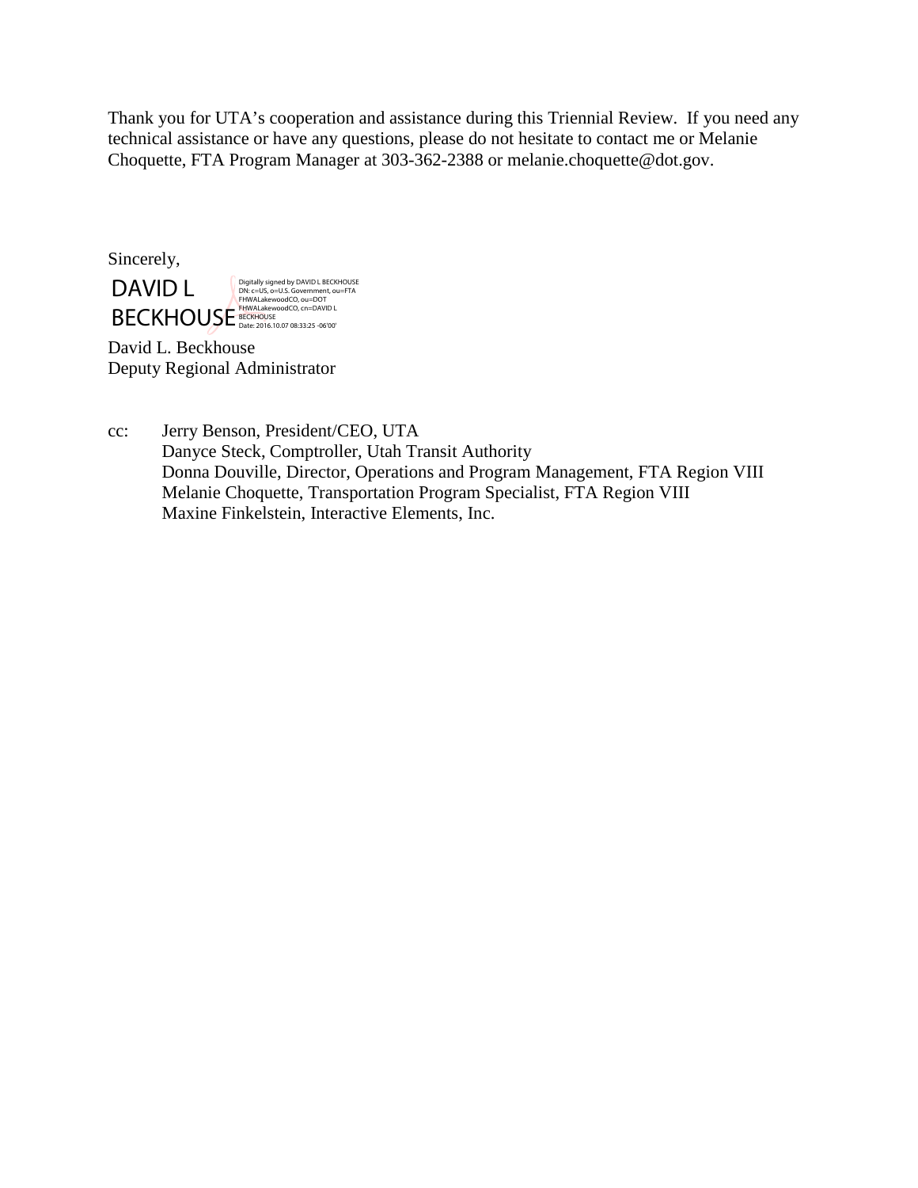Thank you for UTA's cooperation and assistance during this Triennial Review. If you need any technical assistance or have any questions, please do not hesitate to contact me or Melanie Choquette, FTA Program Manager at 303-362-2388 or melanie.choquette@dot.gov.

Sincerely,

DAVID L BECKHOUSE

Digitally signed by DAVID L BECKHOUSE
DN: c=US, o=U.S. Government, ou=FTA FHWALakewoodCO, ou=DOT FHWALakewoodCO, cn=DAVID L BECKHOUSE
Date: 2016.10.07 08:33:25 -06'00'

David L. Beckhouse
Deputy Regional Administrator

cc: Jerry Benson, President/CEO, UTA
Danyce Steck, Comptroller, Utah Transit Authority
Donna Douville, Director, Operations and Program Management, FTA Region VIII
Melanie Choquette, Transportation Program Specialist, FTA Region VIII
Maxine Finkelstein, Interactive Elements, Inc.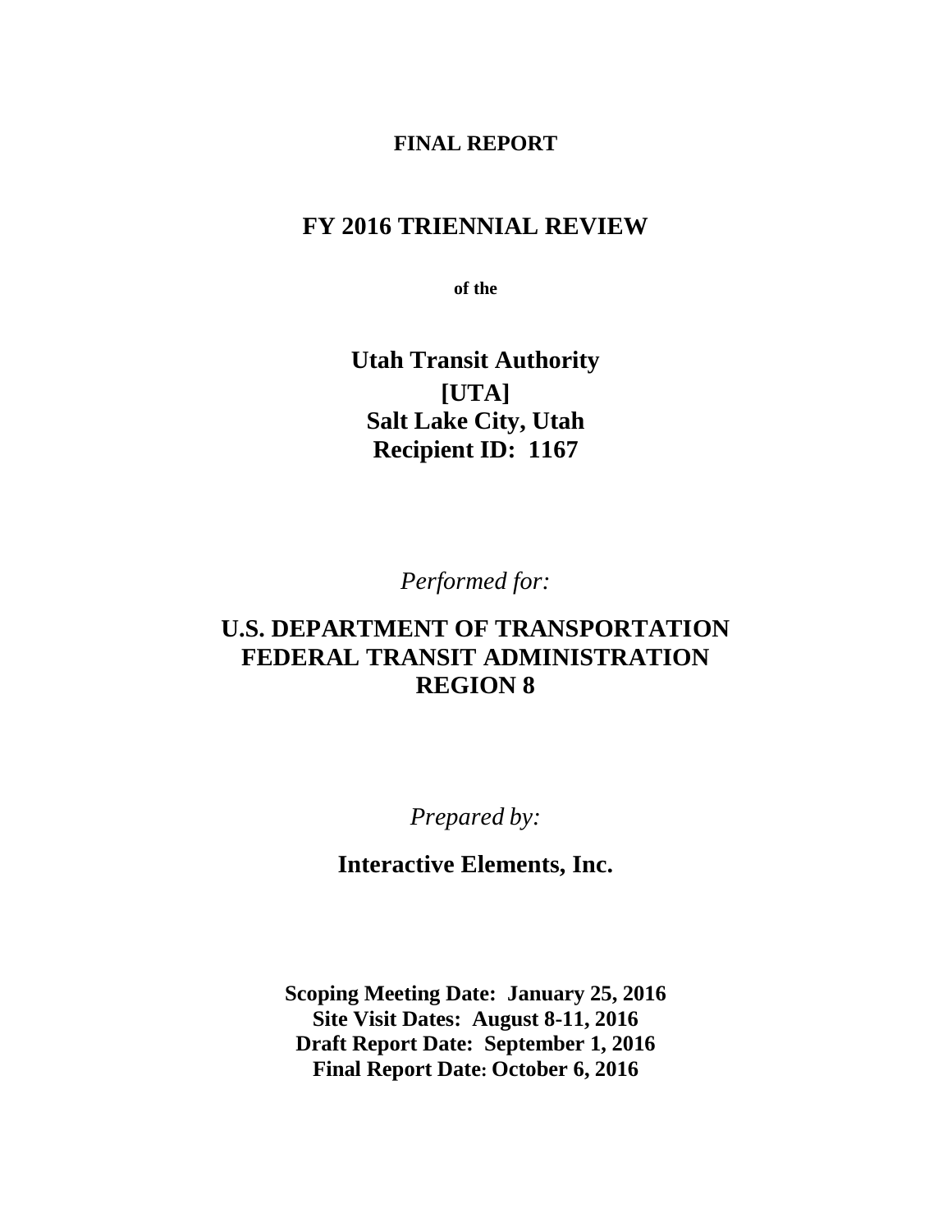**FINAL REPORT**

# FY 2016 TRIENNIAL REVIEW

**of the**

## Utah Transit Authority
## [UTA]
## Salt Lake City, Utah
## Recipient ID: 1167

*Performed for:*

## U.S. DEPARTMENT OF TRANSPORTATION
## FEDERAL TRANSIT ADMINISTRATION
## REGION 8

*Prepared by:*

## Interactive Elements, Inc.

**Scoping Meeting Date: January 25, 2016**
**Site Visit Dates: August 8-11, 2016**
**Draft Report Date: September 1, 2016**
**Final Report Date: October 6, 2016**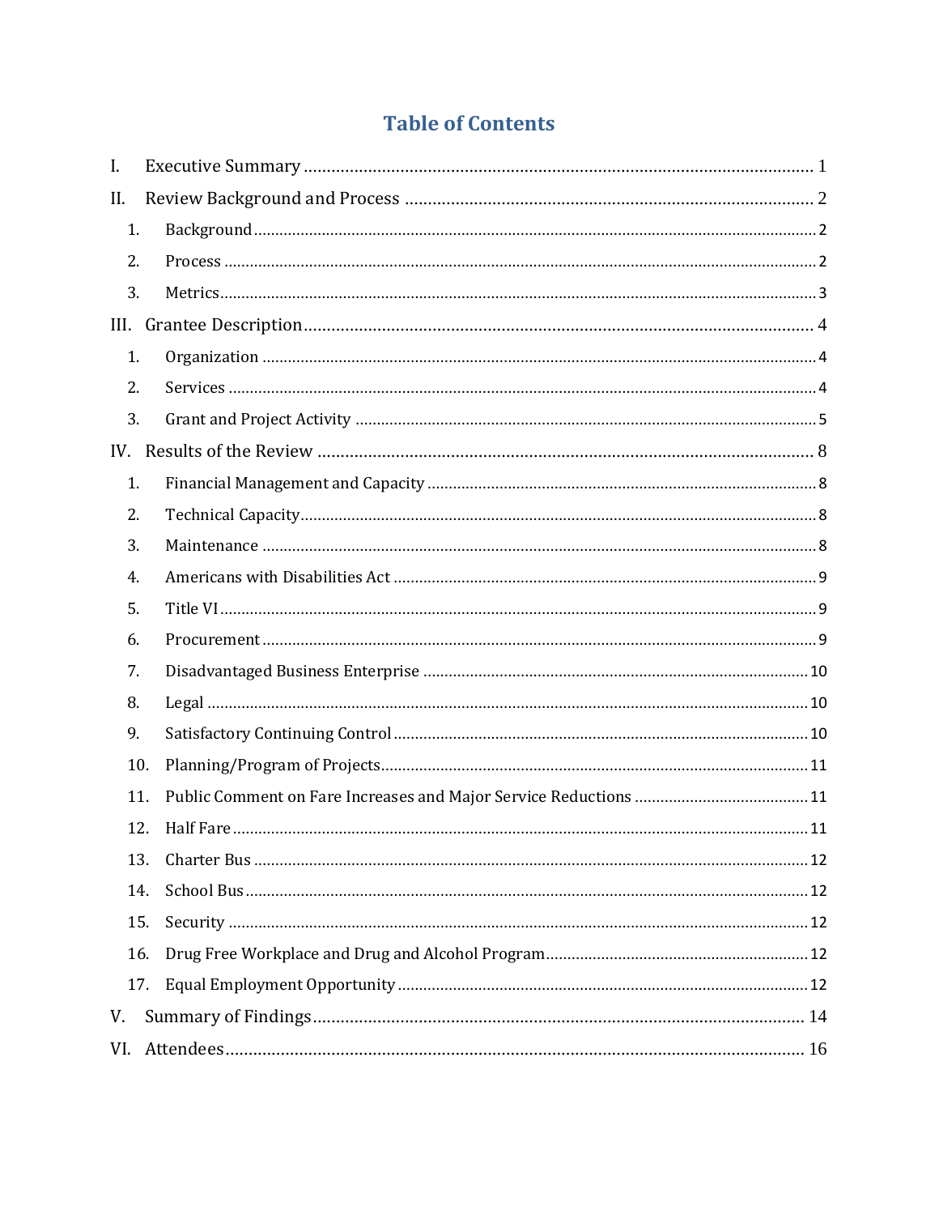# Table of Contents

I. Executive Summary ....... 1

II. Review Background and Process ....... 2

1. Background ....... 2
2. Process ....... 2
3. Metrics ....... 3

III. Grantee Description ....... 4

1. Organization ....... 4
2. Services ....... 4
3. Grant and Project Activity ....... 5

IV. Results of the Review ....... 8

1. Financial Management and Capacity ....... 8
2. Technical Capacity ....... 8
3. Maintenance ....... 8
4. Americans with Disabilities Act ....... 9
5. Title VI ....... 9
6. Procurement ....... 9
7. Disadvantaged Business Enterprise ....... 10
8. Legal ....... 10
9. Satisfactory Continuing Control ....... 10
10. Planning/Program of Projects ....... 11
11. Public Comment on Fare Increases and Major Service Reductions ....... 11
12. Half Fare ....... 11
13. Charter Bus ....... 12
14. School Bus ....... 12
15. Security ....... 12
16. Drug Free Workplace and Drug and Alcohol Program ....... 12
17. Equal Employment Opportunity ....... 12

V. Summary of Findings ....... 14

VI. Attendees ....... 16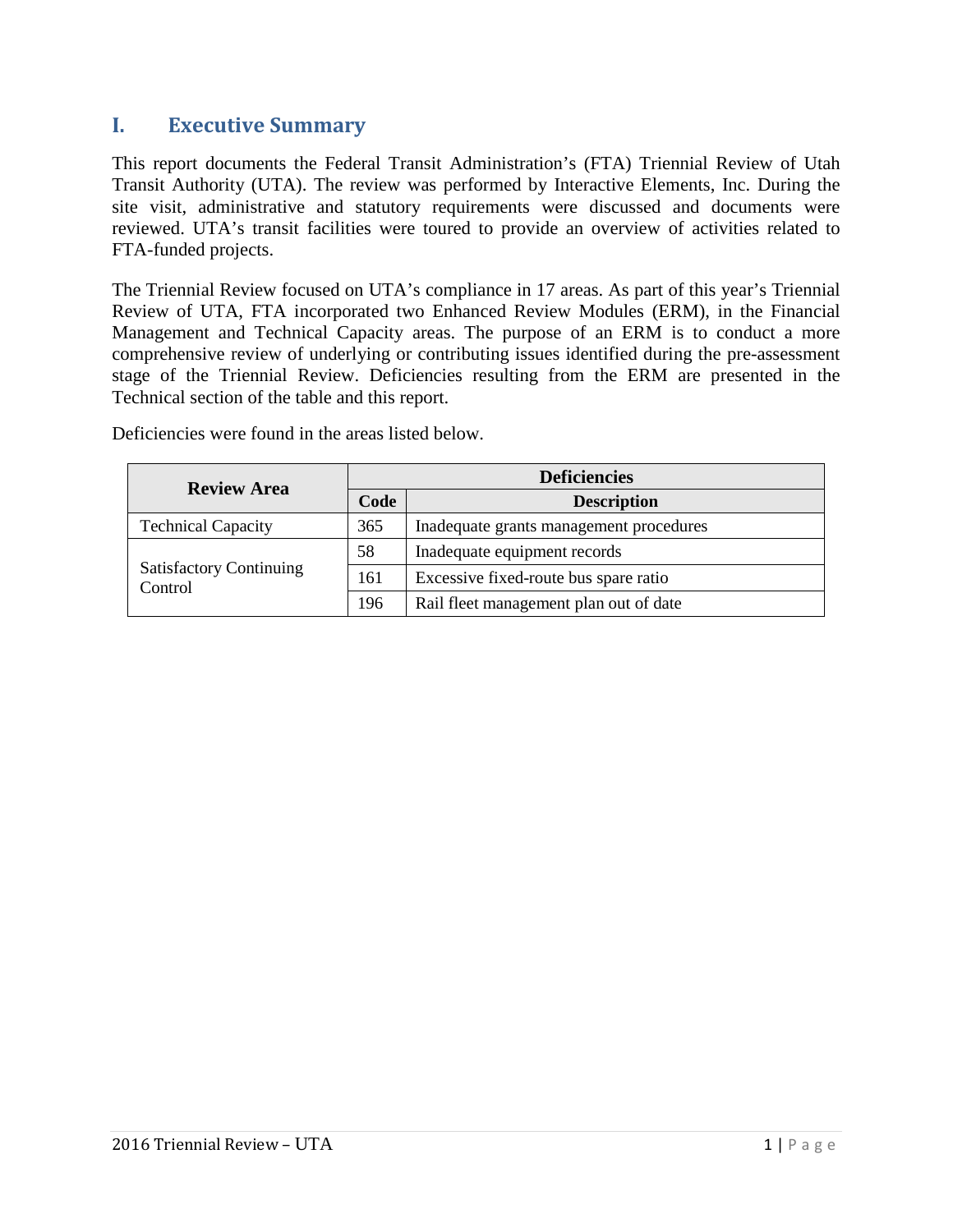# I. Executive Summary

This report documents the Federal Transit Administration's (FTA) Triennial Review of Utah Transit Authority (UTA). The review was performed by Interactive Elements, Inc. During the site visit, administrative and statutory requirements were discussed and documents were reviewed. UTA's transit facilities were toured to provide an overview of activities related to FTA-funded projects.

The Triennial Review focused on UTA's compliance in 17 areas. As part of this year's Triennial Review of UTA, FTA incorporated two Enhanced Review Modules (ERM), in the Financial Management and Technical Capacity areas. The purpose of an ERM is to conduct a more comprehensive review of underlying or contributing issues identified during the pre-assessment stage of the Triennial Review. Deficiencies resulting from the ERM are presented in the Technical section of the table and this report.

Deficiencies were found in the areas listed below.

| Review Area | Deficiencies | |
|---|---|---|
| | **Code** | **Description** |
| Technical Capacity | 365 | Inadequate grants management procedures |
| Satisfactory Continuing Control | 58 | Inadequate equipment records |
| | 161 | Excessive fixed-route bus spare ratio |
| | 196 | Rail fleet management plan out of date |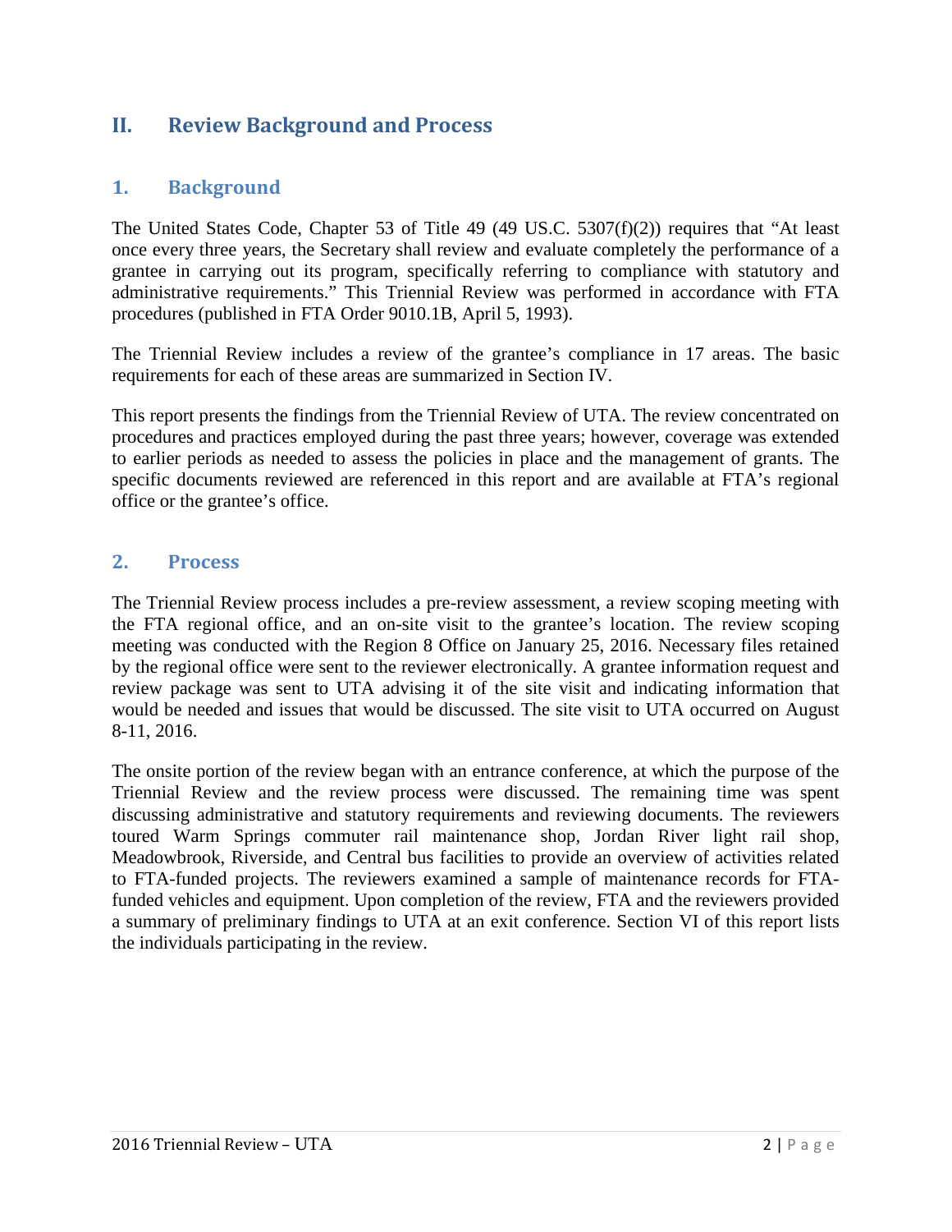## II. Review Background and Process

### 1. Background

The United States Code, Chapter 53 of Title 49 (49 US.C. 5307(f)(2)) requires that "At least once every three years, the Secretary shall review and evaluate completely the performance of a grantee in carrying out its program, specifically referring to compliance with statutory and administrative requirements." This Triennial Review was performed in accordance with FTA procedures (published in FTA Order 9010.1B, April 5, 1993).

The Triennial Review includes a review of the grantee's compliance in 17 areas. The basic requirements for each of these areas are summarized in Section IV.

This report presents the findings from the Triennial Review of UTA. The review concentrated on procedures and practices employed during the past three years; however, coverage was extended to earlier periods as needed to assess the policies in place and the management of grants. The specific documents reviewed are referenced in this report and are available at FTA's regional office or the grantee's office.

### 2. Process

The Triennial Review process includes a pre-review assessment, a review scoping meeting with the FTA regional office, and an on-site visit to the grantee's location. The review scoping meeting was conducted with the Region 8 Office on January 25, 2016. Necessary files retained by the regional office were sent to the reviewer electronically. A grantee information request and review package was sent to UTA advising it of the site visit and indicating information that would be needed and issues that would be discussed. The site visit to UTA occurred on August 8-11, 2016.

The onsite portion of the review began with an entrance conference, at which the purpose of the Triennial Review and the review process were discussed. The remaining time was spent discussing administrative and statutory requirements and reviewing documents. The reviewers toured Warm Springs commuter rail maintenance shop, Jordan River light rail shop, Meadowbrook, Riverside, and Central bus facilities to provide an overview of activities related to FTA-funded projects. The reviewers examined a sample of maintenance records for FTA-funded vehicles and equipment. Upon completion of the review, FTA and the reviewers provided a summary of preliminary findings to UTA at an exit conference. Section VI of this report lists the individuals participating in the review.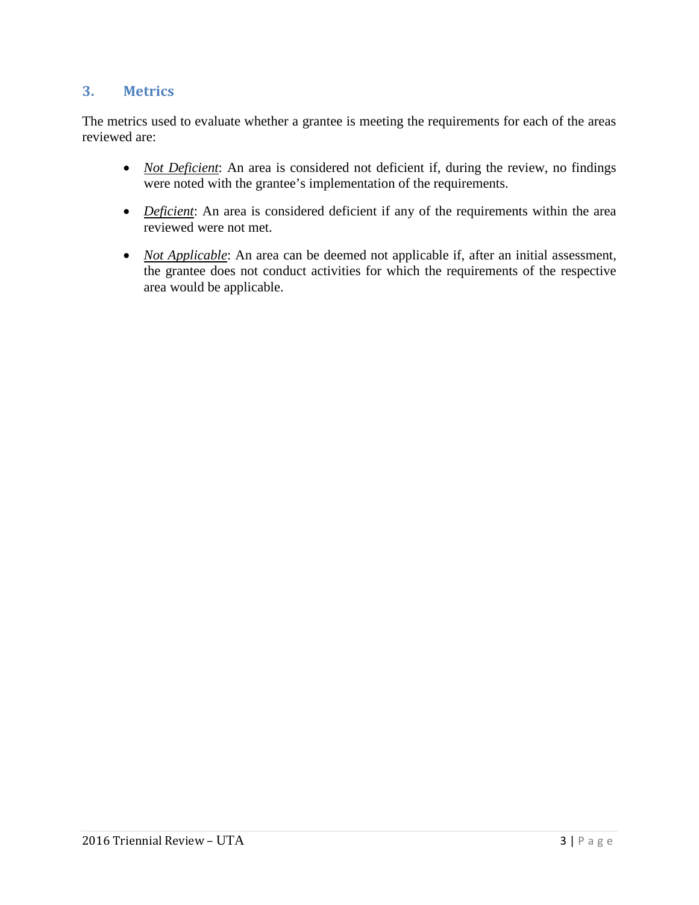## 3. Metrics

The metrics used to evaluate whether a grantee is meeting the requirements for each of the areas reviewed are:

- *Not Deficient*: An area is considered not deficient if, during the review, no findings were noted with the grantee's implementation of the requirements.
- *Deficient*: An area is considered deficient if any of the requirements within the area reviewed were not met.
- *Not Applicable*: An area can be deemed not applicable if, after an initial assessment, the grantee does not conduct activities for which the requirements of the respective area would be applicable.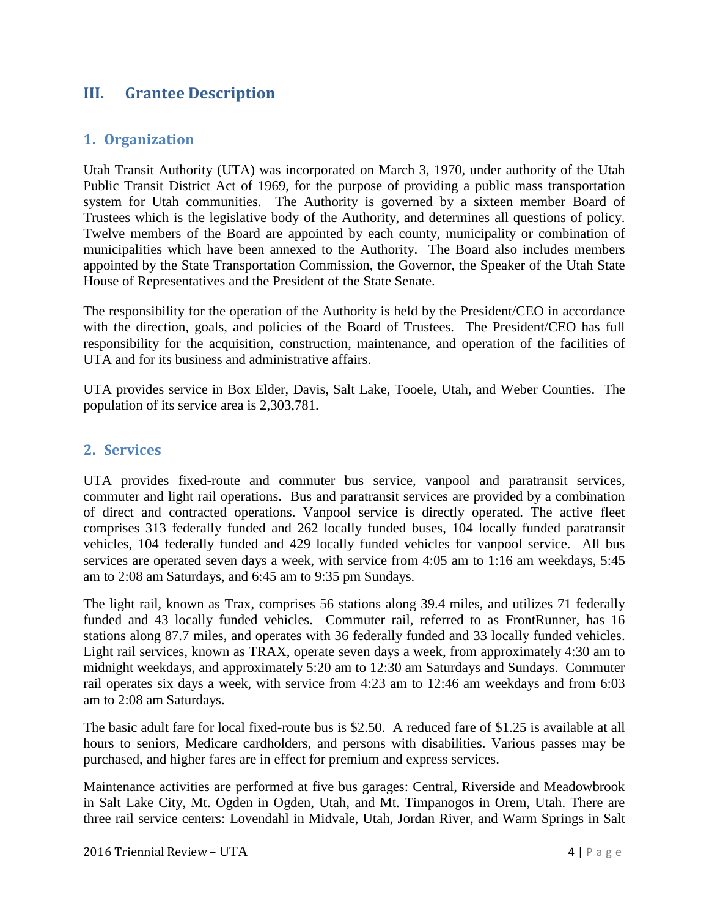## III. Grantee Description

### 1. Organization

Utah Transit Authority (UTA) was incorporated on March 3, 1970, under authority of the Utah Public Transit District Act of 1969, for the purpose of providing a public mass transportation system for Utah communities. The Authority is governed by a sixteen member Board of Trustees which is the legislative body of the Authority, and determines all questions of policy. Twelve members of the Board are appointed by each county, municipality or combination of municipalities which have been annexed to the Authority. The Board also includes members appointed by the State Transportation Commission, the Governor, the Speaker of the Utah State House of Representatives and the President of the State Senate.

The responsibility for the operation of the Authority is held by the President/CEO in accordance with the direction, goals, and policies of the Board of Trustees. The President/CEO has full responsibility for the acquisition, construction, maintenance, and operation of the facilities of UTA and for its business and administrative affairs.

UTA provides service in Box Elder, Davis, Salt Lake, Tooele, Utah, and Weber Counties. The population of its service area is 2,303,781.

### 2. Services

UTA provides fixed-route and commuter bus service, vanpool and paratransit services, commuter and light rail operations. Bus and paratransit services are provided by a combination of direct and contracted operations. Vanpool service is directly operated. The active fleet comprises 313 federally funded and 262 locally funded buses, 104 locally funded paratransit vehicles, 104 federally funded and 429 locally funded vehicles for vanpool service. All bus services are operated seven days a week, with service from 4:05 am to 1:16 am weekdays, 5:45 am to 2:08 am Saturdays, and 6:45 am to 9:35 pm Sundays.

The light rail, known as Trax, comprises 56 stations along 39.4 miles, and utilizes 71 federally funded and 43 locally funded vehicles. Commuter rail, referred to as FrontRunner, has 16 stations along 87.7 miles, and operates with 36 federally funded and 33 locally funded vehicles. Light rail services, known as TRAX, operate seven days a week, from approximately 4:30 am to midnight weekdays, and approximately 5:20 am to 12:30 am Saturdays and Sundays. Commuter rail operates six days a week, with service from 4:23 am to 12:46 am weekdays and from 6:03 am to 2:08 am Saturdays.

The basic adult fare for local fixed-route bus is $2.50. A reduced fare of $1.25 is available at all hours to seniors, Medicare cardholders, and persons with disabilities. Various passes may be purchased, and higher fares are in effect for premium and express services.

Maintenance activities are performed at five bus garages: Central, Riverside and Meadowbrook in Salt Lake City, Mt. Ogden in Ogden, Utah, and Mt. Timpanogos in Orem, Utah. There are three rail service centers: Lovendahl in Midvale, Utah, Jordan River, and Warm Springs in Salt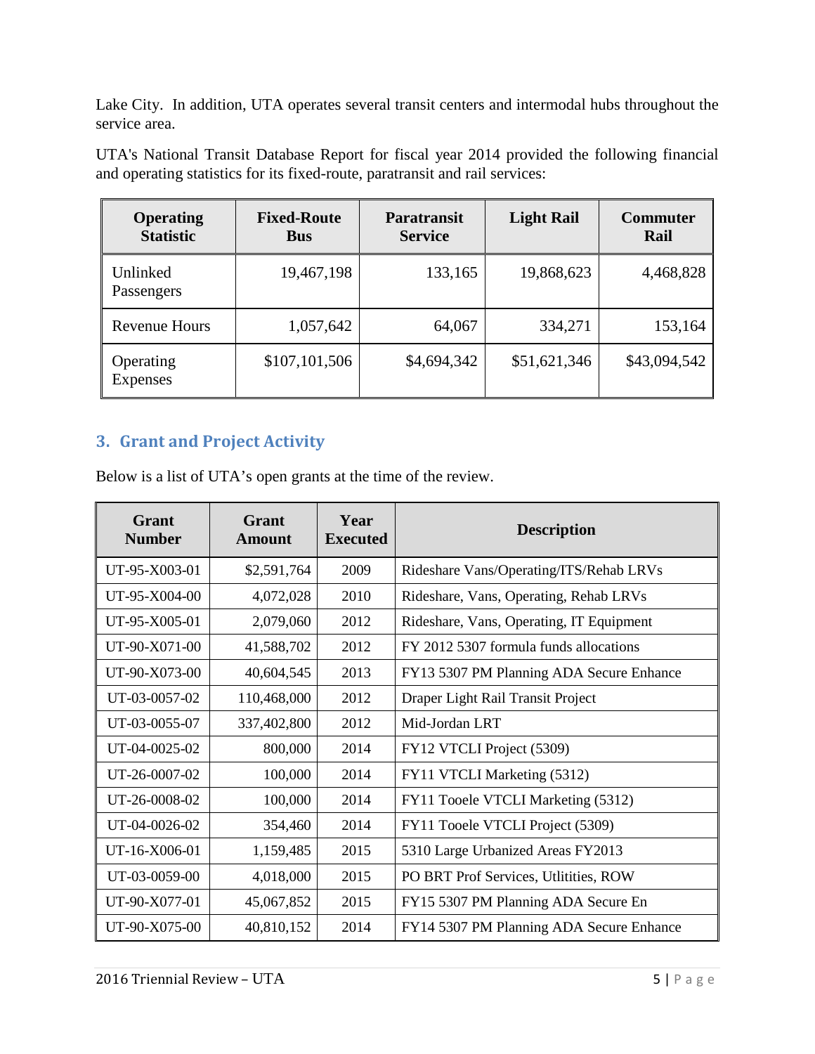Lake City. In addition, UTA operates several transit centers and intermodal hubs throughout the service area.

UTA's National Transit Database Report for fiscal year 2014 provided the following financial and operating statistics for its fixed-route, paratransit and rail services:

| Operating Statistic | Fixed-Route Bus | Paratransit Service | Light Rail | Commuter Rail |
|---|---|---|---|---|
| Unlinked Passengers | 19,467,198 | 133,165 | 19,868,623 | 4,468,828 |
| Revenue Hours | 1,057,642 | 64,067 | 334,271 | 153,164 |
| Operating Expenses | $107,101,506 | $4,694,342 | $51,621,346 | $43,094,542 |

## 3. Grant and Project Activity

Below is a list of UTA's open grants at the time of the review.

| Grant Number | Grant Amount | Year Executed | Description |
|---|---|---|---|
| UT-95-X003-01 | $2,591,764 | 2009 | Rideshare Vans/Operating/ITS/Rehab LRVs |
| UT-95-X004-00 | 4,072,028 | 2010 | Rideshare, Vans, Operating, Rehab LRVs |
| UT-95-X005-01 | 2,079,060 | 2012 | Rideshare, Vans, Operating, IT Equipment |
| UT-90-X071-00 | 41,588,702 | 2012 | FY 2012 5307 formula funds allocations |
| UT-90-X073-00 | 40,604,545 | 2013 | FY13 5307 PM Planning ADA Secure Enhance |
| UT-03-0057-02 | 110,468,000 | 2012 | Draper Light Rail Transit Project |
| UT-03-0055-07 | 337,402,800 | 2012 | Mid-Jordan LRT |
| UT-04-0025-02 | 800,000 | 2014 | FY12 VTCLI Project (5309) |
| UT-26-0007-02 | 100,000 | 2014 | FY11 VTCLI Marketing (5312) |
| UT-26-0008-02 | 100,000 | 2014 | FY11 Tooele VTCLI Marketing (5312) |
| UT-04-0026-02 | 354,460 | 2014 | FY11 Tooele VTCLI Project (5309) |
| UT-16-X006-01 | 1,159,485 | 2015 | 5310 Large Urbanized Areas FY2013 |
| UT-03-0059-00 | 4,018,000 | 2015 | PO BRT Prof Services, Utlitities, ROW |
| UT-90-X077-01 | 45,067,852 | 2015 | FY15 5307 PM Planning ADA Secure En |
| UT-90-X075-00 | 40,810,152 | 2014 | FY14 5307 PM Planning ADA Secure Enhance |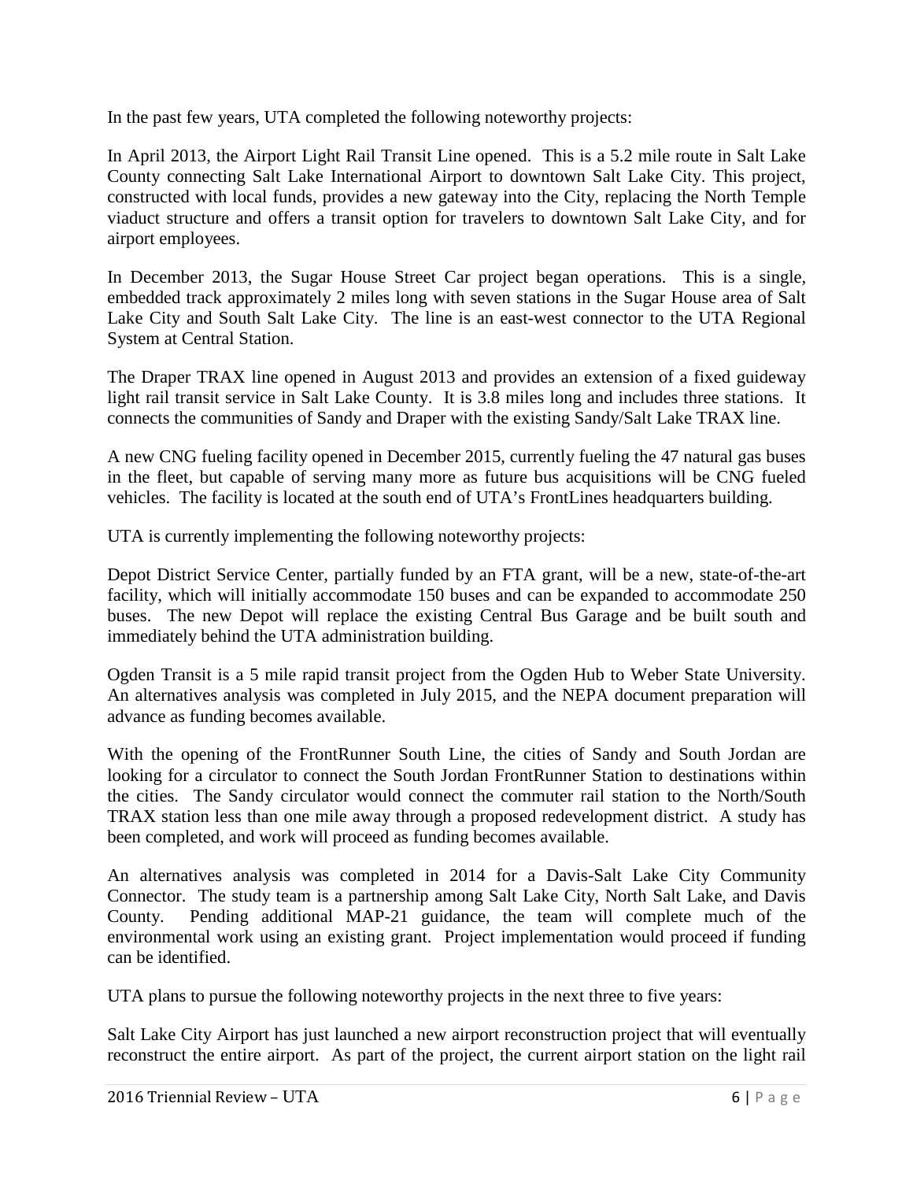In the past few years, UTA completed the following noteworthy projects:

In April 2013, the Airport Light Rail Transit Line opened. This is a 5.2 mile route in Salt Lake County connecting Salt Lake International Airport to downtown Salt Lake City. This project, constructed with local funds, provides a new gateway into the City, replacing the North Temple viaduct structure and offers a transit option for travelers to downtown Salt Lake City, and for airport employees.

In December 2013, the Sugar House Street Car project began operations. This is a single, embedded track approximately 2 miles long with seven stations in the Sugar House area of Salt Lake City and South Salt Lake City. The line is an east-west connector to the UTA Regional System at Central Station.

The Draper TRAX line opened in August 2013 and provides an extension of a fixed guideway light rail transit service in Salt Lake County. It is 3.8 miles long and includes three stations. It connects the communities of Sandy and Draper with the existing Sandy/Salt Lake TRAX line.

A new CNG fueling facility opened in December 2015, currently fueling the 47 natural gas buses in the fleet, but capable of serving many more as future bus acquisitions will be CNG fueled vehicles. The facility is located at the south end of UTA's FrontLines headquarters building.

UTA is currently implementing the following noteworthy projects:

Depot District Service Center, partially funded by an FTA grant, will be a new, state-of-the-art facility, which will initially accommodate 150 buses and can be expanded to accommodate 250 buses. The new Depot will replace the existing Central Bus Garage and be built south and immediately behind the UTA administration building.

Ogden Transit is a 5 mile rapid transit project from the Ogden Hub to Weber State University. An alternatives analysis was completed in July 2015, and the NEPA document preparation will advance as funding becomes available.

With the opening of the FrontRunner South Line, the cities of Sandy and South Jordan are looking for a circulator to connect the South Jordan FrontRunner Station to destinations within the cities. The Sandy circulator would connect the commuter rail station to the North/South TRAX station less than one mile away through a proposed redevelopment district. A study has been completed, and work will proceed as funding becomes available.

An alternatives analysis was completed in 2014 for a Davis-Salt Lake City Community Connector. The study team is a partnership among Salt Lake City, North Salt Lake, and Davis County. Pending additional MAP-21 guidance, the team will complete much of the environmental work using an existing grant. Project implementation would proceed if funding can be identified.

UTA plans to pursue the following noteworthy projects in the next three to five years:

Salt Lake City Airport has just launched a new airport reconstruction project that will eventually reconstruct the entire airport. As part of the project, the current airport station on the light rail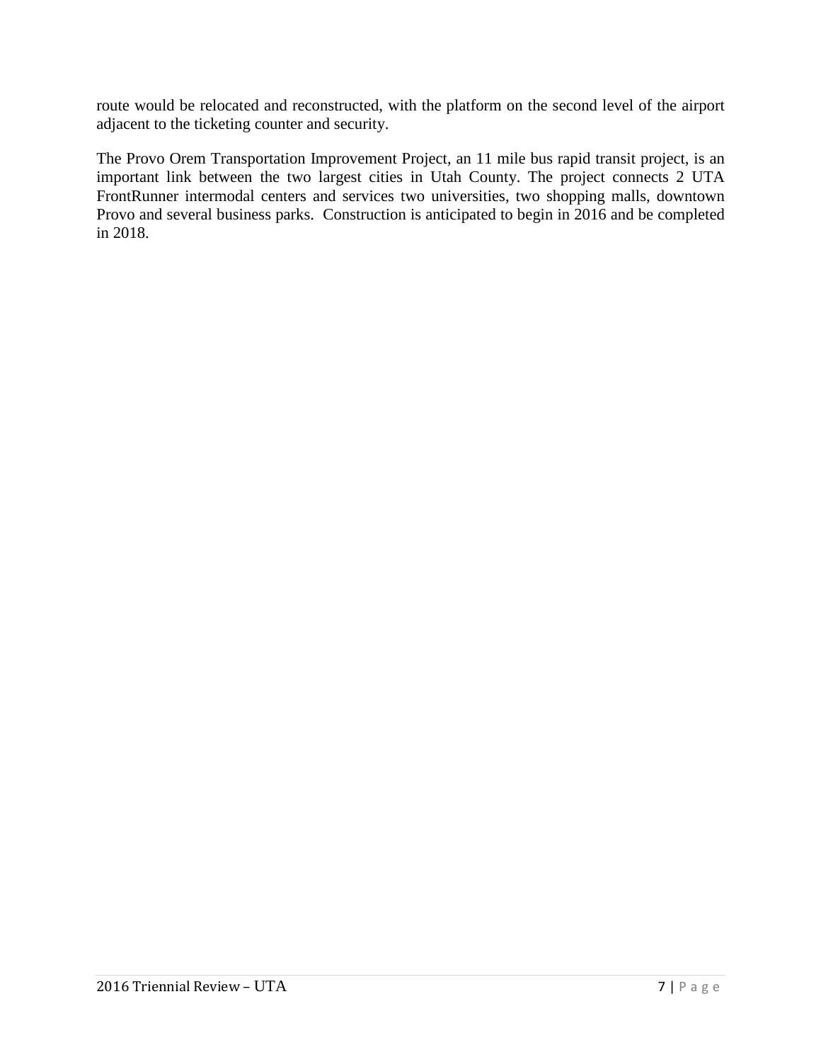route would be relocated and reconstructed, with the platform on the second level of the airport adjacent to the ticketing counter and security.

The Provo Orem Transportation Improvement Project, an 11 mile bus rapid transit project, is an important link between the two largest cities in Utah County. The project connects 2 UTA FrontRunner intermodal centers and services two universities, two shopping malls, downtown Provo and several business parks. Construction is anticipated to begin in 2016 and be completed in 2018.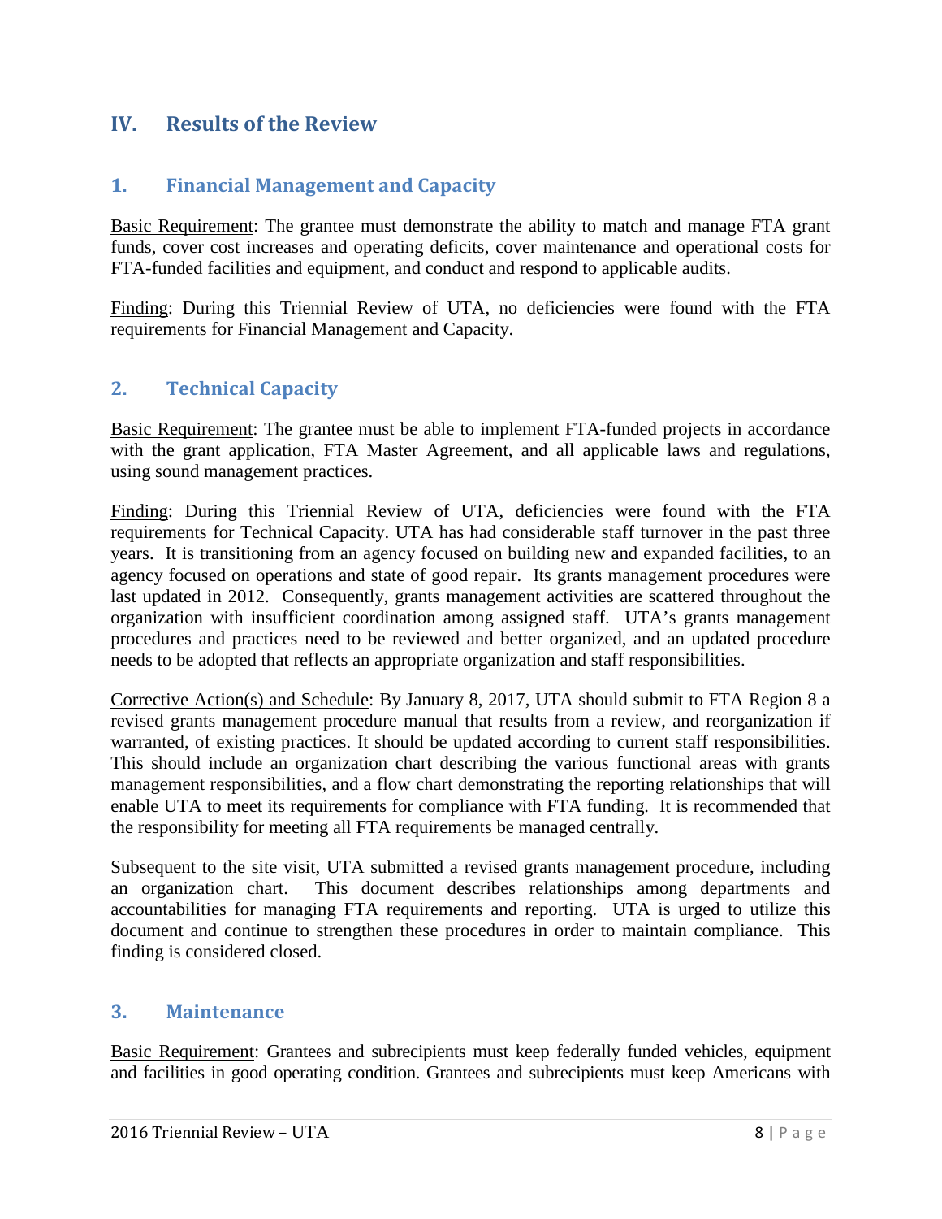# IV. Results of the Review

## 1. Financial Management and Capacity

Basic Requirement: The grantee must demonstrate the ability to match and manage FTA grant funds, cover cost increases and operating deficits, cover maintenance and operational costs for FTA-funded facilities and equipment, and conduct and respond to applicable audits.

Finding: During this Triennial Review of UTA, no deficiencies were found with the FTA requirements for Financial Management and Capacity.

## 2. Technical Capacity

Basic Requirement: The grantee must be able to implement FTA-funded projects in accordance with the grant application, FTA Master Agreement, and all applicable laws and regulations, using sound management practices.

Finding: During this Triennial Review of UTA, deficiencies were found with the FTA requirements for Technical Capacity. UTA has had considerable staff turnover in the past three years. It is transitioning from an agency focused on building new and expanded facilities, to an agency focused on operations and state of good repair. Its grants management procedures were last updated in 2012. Consequently, grants management activities are scattered throughout the organization with insufficient coordination among assigned staff. UTA's grants management procedures and practices need to be reviewed and better organized, and an updated procedure needs to be adopted that reflects an appropriate organization and staff responsibilities.

Corrective Action(s) and Schedule: By January 8, 2017, UTA should submit to FTA Region 8 a revised grants management procedure manual that results from a review, and reorganization if warranted, of existing practices. It should be updated according to current staff responsibilities. This should include an organization chart describing the various functional areas with grants management responsibilities, and a flow chart demonstrating the reporting relationships that will enable UTA to meet its requirements for compliance with FTA funding. It is recommended that the responsibility for meeting all FTA requirements be managed centrally.

Subsequent to the site visit, UTA submitted a revised grants management procedure, including an organization chart. This document describes relationships among departments and accountabilities for managing FTA requirements and reporting. UTA is urged to utilize this document and continue to strengthen these procedures in order to maintain compliance. This finding is considered closed.

## 3. Maintenance

Basic Requirement: Grantees and subrecipients must keep federally funded vehicles, equipment and facilities in good operating condition. Grantees and subrecipients must keep Americans with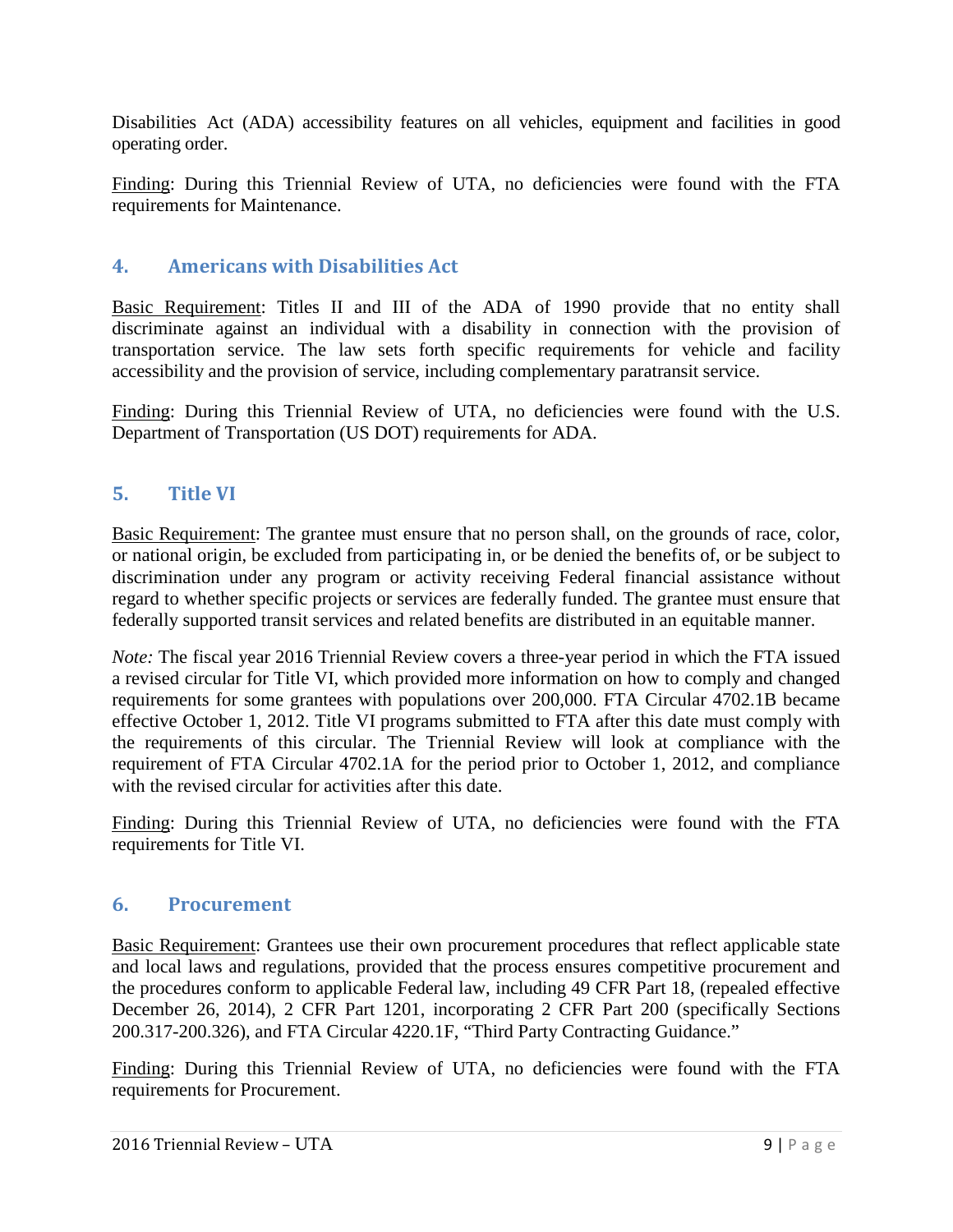Disabilities Act (ADA) accessibility features on all vehicles, equipment and facilities in good operating order.

Finding: During this Triennial Review of UTA, no deficiencies were found with the FTA requirements for Maintenance.

## 4. Americans with Disabilities Act

Basic Requirement: Titles II and III of the ADA of 1990 provide that no entity shall discriminate against an individual with a disability in connection with the provision of transportation service. The law sets forth specific requirements for vehicle and facility accessibility and the provision of service, including complementary paratransit service.

Finding: During this Triennial Review of UTA, no deficiencies were found with the U.S. Department of Transportation (US DOT) requirements for ADA.

## 5. Title VI

Basic Requirement: The grantee must ensure that no person shall, on the grounds of race, color, or national origin, be excluded from participating in, or be denied the benefits of, or be subject to discrimination under any program or activity receiving Federal financial assistance without regard to whether specific projects or services are federally funded. The grantee must ensure that federally supported transit services and related benefits are distributed in an equitable manner.

*Note:* The fiscal year 2016 Triennial Review covers a three-year period in which the FTA issued a revised circular for Title VI, which provided more information on how to comply and changed requirements for some grantees with populations over 200,000. FTA Circular 4702.1B became effective October 1, 2012. Title VI programs submitted to FTA after this date must comply with the requirements of this circular. The Triennial Review will look at compliance with the requirement of FTA Circular 4702.1A for the period prior to October 1, 2012, and compliance with the revised circular for activities after this date.

Finding: During this Triennial Review of UTA, no deficiencies were found with the FTA requirements for Title VI.

## 6. Procurement

Basic Requirement: Grantees use their own procurement procedures that reflect applicable state and local laws and regulations, provided that the process ensures competitive procurement and the procedures conform to applicable Federal law, including 49 CFR Part 18, (repealed effective December 26, 2014), 2 CFR Part 1201, incorporating 2 CFR Part 200 (specifically Sections 200.317-200.326), and FTA Circular 4220.1F, "Third Party Contracting Guidance."

Finding: During this Triennial Review of UTA, no deficiencies were found with the FTA requirements for Procurement.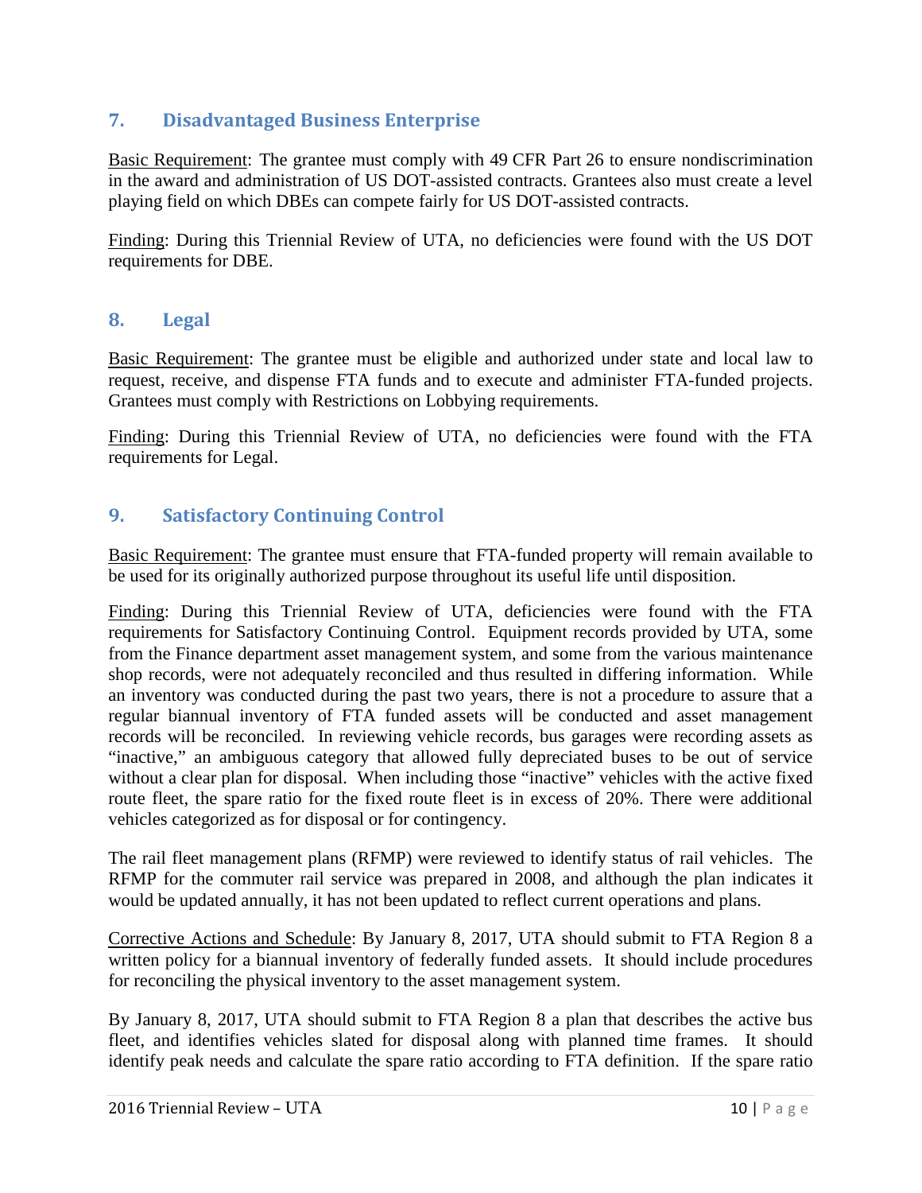## 7. Disadvantaged Business Enterprise

Basic Requirement: The grantee must comply with 49 CFR Part 26 to ensure nondiscrimination in the award and administration of US DOT-assisted contracts. Grantees also must create a level playing field on which DBEs can compete fairly for US DOT-assisted contracts.

Finding: During this Triennial Review of UTA, no deficiencies were found with the US DOT requirements for DBE.

## 8. Legal

Basic Requirement: The grantee must be eligible and authorized under state and local law to request, receive, and dispense FTA funds and to execute and administer FTA-funded projects. Grantees must comply with Restrictions on Lobbying requirements.

Finding: During this Triennial Review of UTA, no deficiencies were found with the FTA requirements for Legal.

## 9. Satisfactory Continuing Control

Basic Requirement: The grantee must ensure that FTA-funded property will remain available to be used for its originally authorized purpose throughout its useful life until disposition.

Finding: During this Triennial Review of UTA, deficiencies were found with the FTA requirements for Satisfactory Continuing Control. Equipment records provided by UTA, some from the Finance department asset management system, and some from the various maintenance shop records, were not adequately reconciled and thus resulted in differing information. While an inventory was conducted during the past two years, there is not a procedure to assure that a regular biannual inventory of FTA funded assets will be conducted and asset management records will be reconciled. In reviewing vehicle records, bus garages were recording assets as "inactive," an ambiguous category that allowed fully depreciated buses to be out of service without a clear plan for disposal. When including those "inactive" vehicles with the active fixed route fleet, the spare ratio for the fixed route fleet is in excess of 20%. There were additional vehicles categorized as for disposal or for contingency.

The rail fleet management plans (RFMP) were reviewed to identify status of rail vehicles. The RFMP for the commuter rail service was prepared in 2008, and although the plan indicates it would be updated annually, it has not been updated to reflect current operations and plans.

Corrective Actions and Schedule: By January 8, 2017, UTA should submit to FTA Region 8 a written policy for a biannual inventory of federally funded assets. It should include procedures for reconciling the physical inventory to the asset management system.

By January 8, 2017, UTA should submit to FTA Region 8 a plan that describes the active bus fleet, and identifies vehicles slated for disposal along with planned time frames. It should identify peak needs and calculate the spare ratio according to FTA definition. If the spare ratio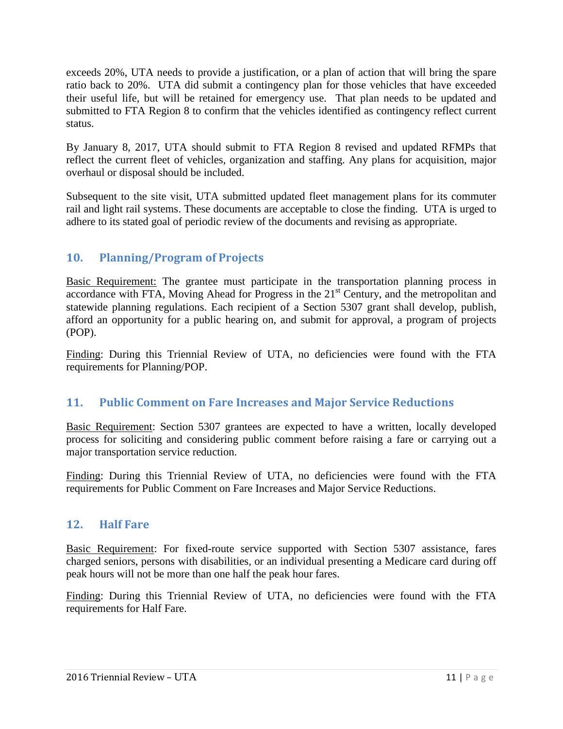exceeds 20%, UTA needs to provide a justification, or a plan of action that will bring the spare ratio back to 20%. UTA did submit a contingency plan for those vehicles that have exceeded their useful life, but will be retained for emergency use. That plan needs to be updated and submitted to FTA Region 8 to confirm that the vehicles identified as contingency reflect current status.

By January 8, 2017, UTA should submit to FTA Region 8 revised and updated RFMPs that reflect the current fleet of vehicles, organization and staffing. Any plans for acquisition, major overhaul or disposal should be included.

Subsequent to the site visit, UTA submitted updated fleet management plans for its commuter rail and light rail systems. These documents are acceptable to close the finding. UTA is urged to adhere to its stated goal of periodic review of the documents and revising as appropriate.

## 10. Planning/Program of Projects

Basic Requirement: The grantee must participate in the transportation planning process in accordance with FTA, Moving Ahead for Progress in the 21st Century, and the metropolitan and statewide planning regulations. Each recipient of a Section 5307 grant shall develop, publish, afford an opportunity for a public hearing on, and submit for approval, a program of projects (POP).

Finding: During this Triennial Review of UTA, no deficiencies were found with the FTA requirements for Planning/POP.

## 11. Public Comment on Fare Increases and Major Service Reductions

Basic Requirement: Section 5307 grantees are expected to have a written, locally developed process for soliciting and considering public comment before raising a fare or carrying out a major transportation service reduction.

Finding: During this Triennial Review of UTA, no deficiencies were found with the FTA requirements for Public Comment on Fare Increases and Major Service Reductions.

## 12. Half Fare

Basic Requirement: For fixed-route service supported with Section 5307 assistance, fares charged seniors, persons with disabilities, or an individual presenting a Medicare card during off peak hours will not be more than one half the peak hour fares.

Finding: During this Triennial Review of UTA, no deficiencies were found with the FTA requirements for Half Fare.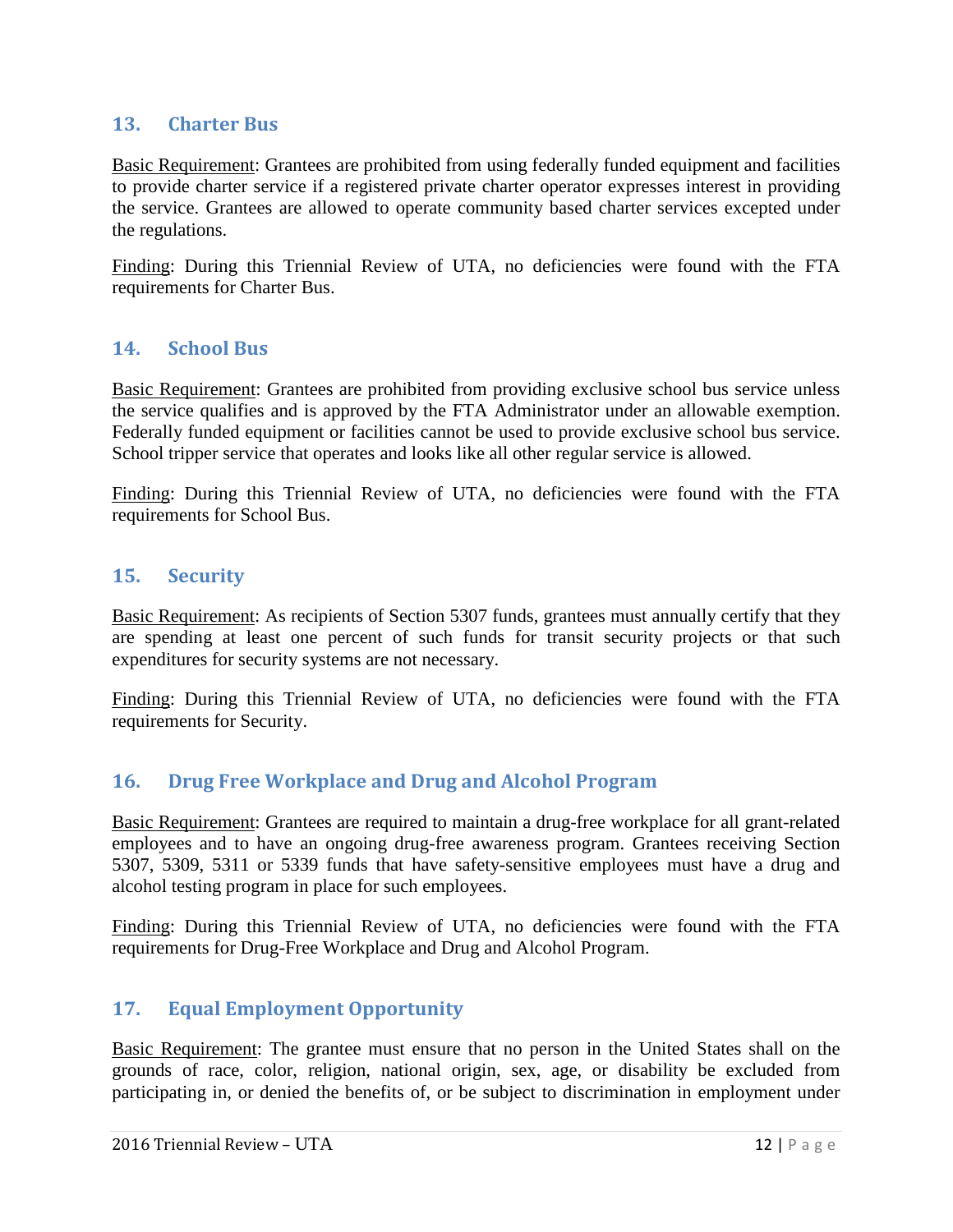## 13. Charter Bus

Basic Requirement: Grantees are prohibited from using federally funded equipment and facilities to provide charter service if a registered private charter operator expresses interest in providing the service. Grantees are allowed to operate community based charter services excepted under the regulations.

Finding: During this Triennial Review of UTA, no deficiencies were found with the FTA requirements for Charter Bus.

## 14. School Bus

Basic Requirement: Grantees are prohibited from providing exclusive school bus service unless the service qualifies and is approved by the FTA Administrator under an allowable exemption. Federally funded equipment or facilities cannot be used to provide exclusive school bus service. School tripper service that operates and looks like all other regular service is allowed.

Finding: During this Triennial Review of UTA, no deficiencies were found with the FTA requirements for School Bus.

## 15. Security

Basic Requirement: As recipients of Section 5307 funds, grantees must annually certify that they are spending at least one percent of such funds for transit security projects or that such expenditures for security systems are not necessary.

Finding: During this Triennial Review of UTA, no deficiencies were found with the FTA requirements for Security.

## 16. Drug Free Workplace and Drug and Alcohol Program

Basic Requirement: Grantees are required to maintain a drug-free workplace for all grant-related employees and to have an ongoing drug-free awareness program. Grantees receiving Section 5307, 5309, 5311 or 5339 funds that have safety-sensitive employees must have a drug and alcohol testing program in place for such employees.

Finding: During this Triennial Review of UTA, no deficiencies were found with the FTA requirements for Drug-Free Workplace and Drug and Alcohol Program.

## 17. Equal Employment Opportunity

Basic Requirement: The grantee must ensure that no person in the United States shall on the grounds of race, color, religion, national origin, sex, age, or disability be excluded from participating in, or denied the benefits of, or be subject to discrimination in employment under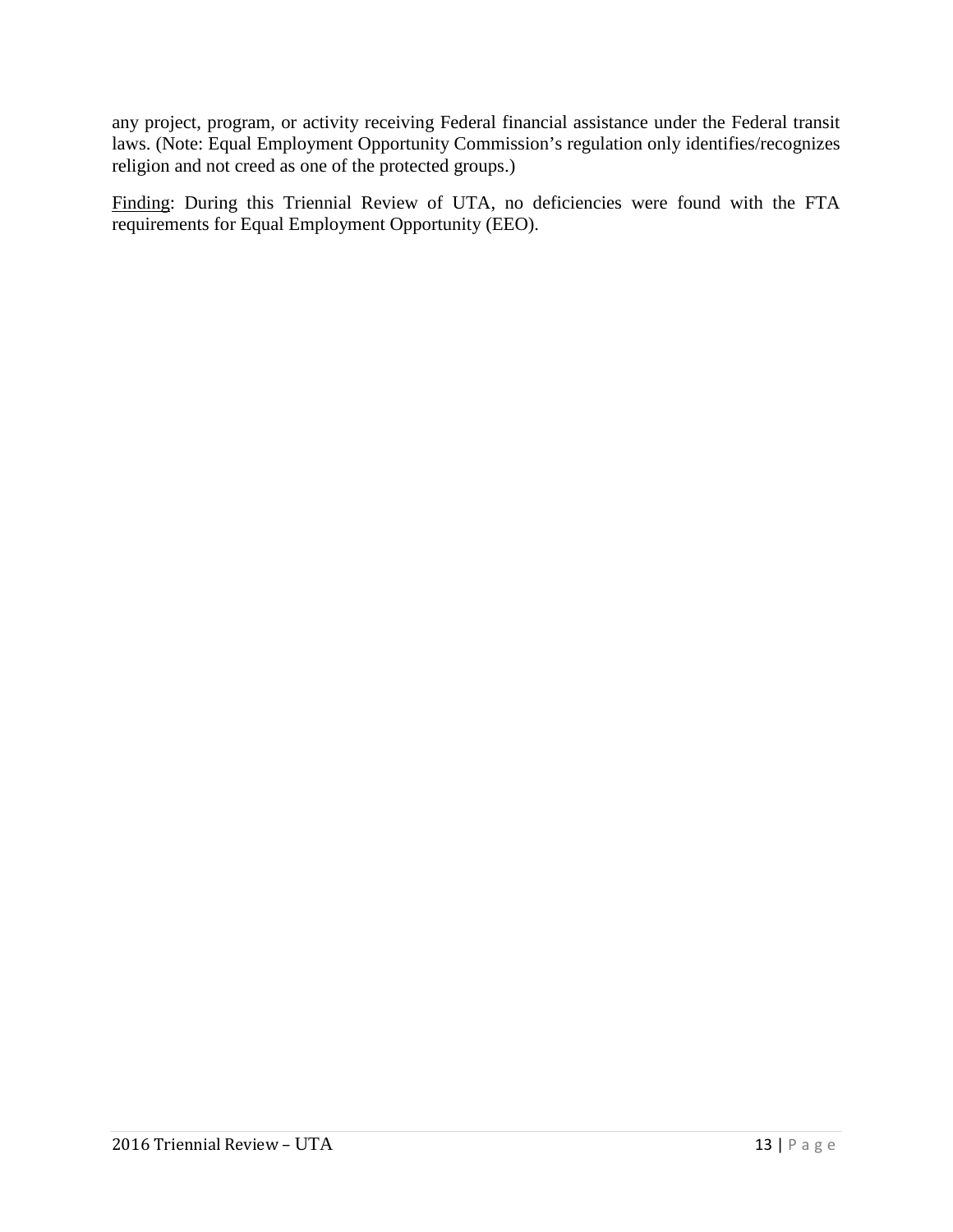any project, program, or activity receiving Federal financial assistance under the Federal transit laws. (Note: Equal Employment Opportunity Commission's regulation only identifies/recognizes religion and not creed as one of the protected groups.)

Finding: During this Triennial Review of UTA, no deficiencies were found with the FTA requirements for Equal Employment Opportunity (EEO).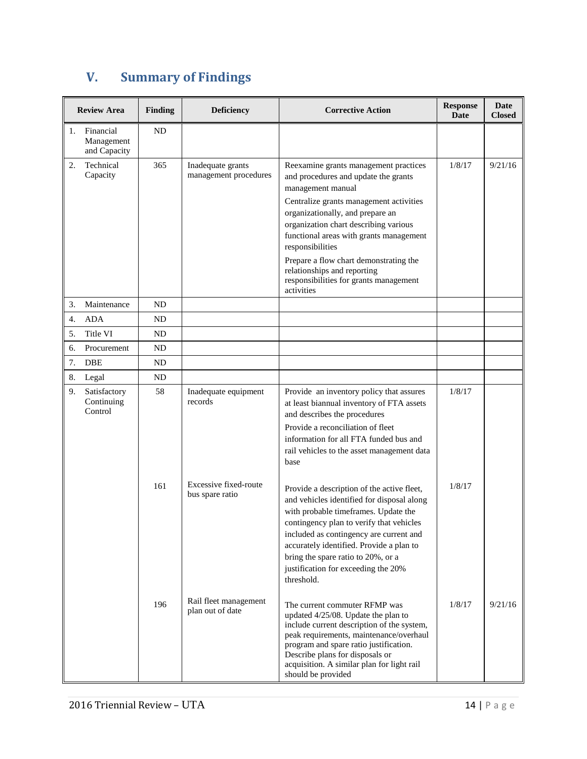## V. Summary of Findings

| Review Area | Finding | Deficiency | Corrective Action | Response Date | Date Closed |
|---|---|---|---|---|---|
| 1. Financial Management and Capacity | ND | | | | |
| 2. Technical Capacity | 365 | Inadequate grants management procedures | Reexamine grants management practices and procedures and update the grants management manual<br>Centralize grants management activities organizationally, and prepare an organization chart describing various functional areas with grants management responsibilities<br>Prepare a flow chart demonstrating the relationships and reporting responsibilities for grants management activities | 1/8/17 | 9/21/16 |
| 3. Maintenance | ND | | | | |
| 4. ADA | ND | | | | |
| 5. Title VI | ND | | | | |
| 6. Procurement | ND | | | | |
| 7. DBE | ND | | | | |
| 8. Legal | ND | | | | |
| 9. Satisfactory Continuing Control | 58 | Inadequate equipment records | Provide an inventory policy that assures at least biannual inventory of FTA assets and describes the procedures<br>Provide a reconciliation of fleet information for all FTA funded bus and rail vehicles to the asset management data base | 1/8/17 | |
| | 161 | Excessive fixed-route bus spare ratio | Provide a description of the active fleet, and vehicles identified for disposal along with probable timeframes. Update the contingency plan to verify that vehicles included as contingency are current and accurately identified. Provide a plan to bring the spare ratio to 20%, or a justification for exceeding the 20% threshold. | 1/8/17 | |
| | 196 | Rail fleet management plan out of date | The current commuter RFMP was updated 4/25/08. Update the plan to include current description of the system, peak requirements, maintenance/overhaul program and spare ratio justification. Describe plans for disposals or acquisition. A similar plan for light rail should be provided | 1/8/17 | 9/21/16 |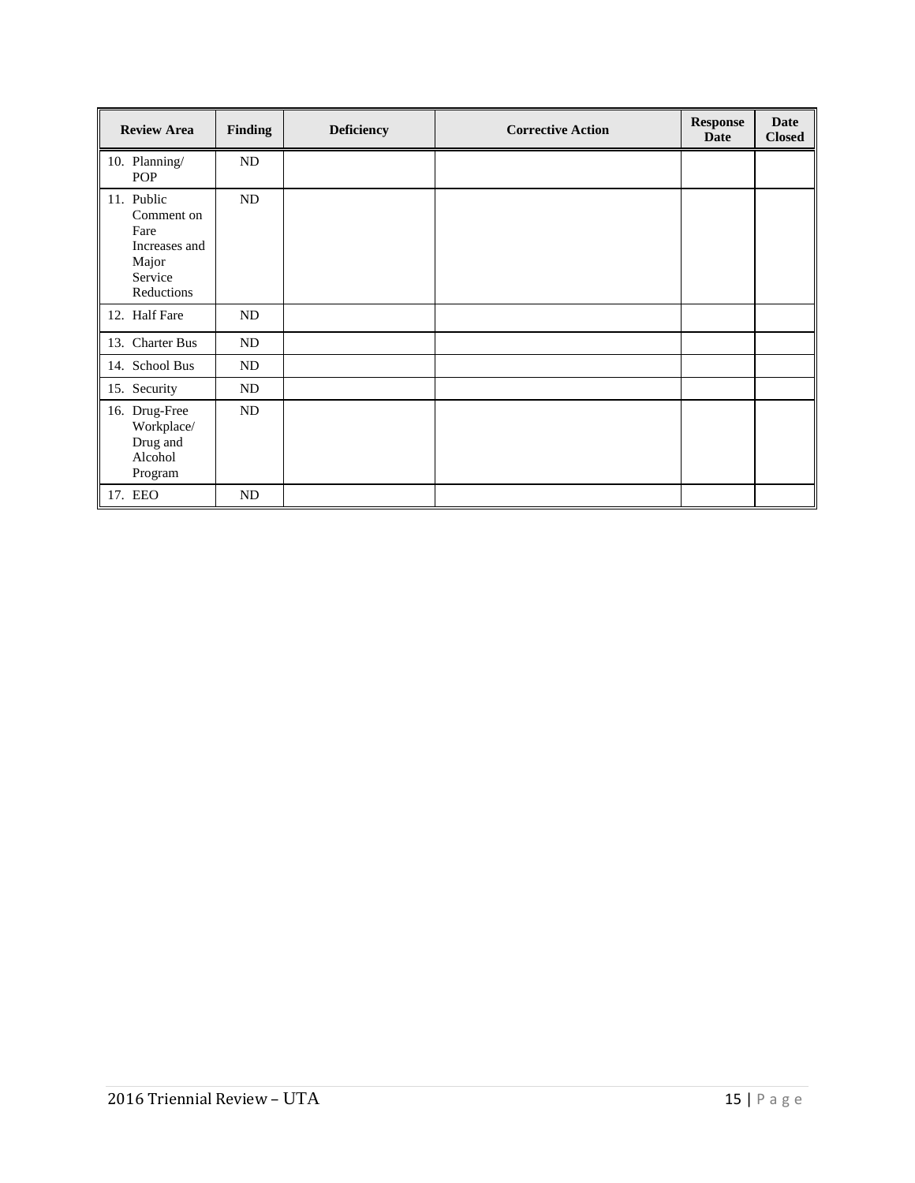| Review Area | Finding | Deficiency | Corrective Action | Response Date | Date Closed |
|---|---|---|---|---|---|
| 10. Planning/ POP | ND | | | | |
| 11. Public Comment on Fare Increases and Major Service Reductions | ND | | | | |
| 12. Half Fare | ND | | | | |
| 13. Charter Bus | ND | | | | |
| 14. School Bus | ND | | | | |
| 15. Security | ND | | | | |
| 16. Drug-Free Workplace/ Drug and Alcohol Program | ND | | | | |
| 17. EEO | ND | | | | |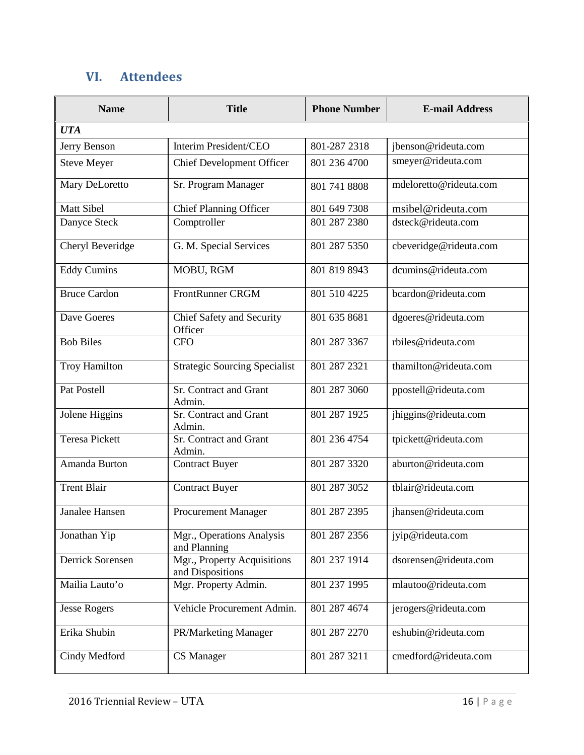## VI. Attendees

| Name | Title | Phone Number | E-mail Address |
|---|---|---|---|
| ***UTA*** | | | |
| Jerry Benson | Interim President/CEO | 801-287 2318 | jbenson@rideuta.com |
| Steve Meyer | Chief Development Officer | 801 236 4700 | smeyer@rideuta.com |
| Mary DeLoretto | Sr. Program Manager | 801 741 8808 | mdeloretto@rideuta.com |
| Matt Sibel | Chief Planning Officer | 801 649 7308 | msibel@rideuta.com |
| Danyce Steck | Comptroller | 801 287 2380 | dsteck@rideuta.com |
| Cheryl Beveridge | G. M. Special Services | 801 287 5350 | cbeveridge@rideuta.com |
| Eddy Cumins | MOBU, RGM | 801 819 8943 | dcumins@rideuta.com |
| Bruce Cardon | FrontRunner CRGM | 801 510 4225 | bcardon@rideuta.com |
| Dave Goeres | Chief Safety and Security Officer | 801 635 8681 | dgoeres@rideuta.com |
| Bob Biles | CFO | 801 287 3367 | rbiles@rideuta.com |
| Troy Hamilton | Strategic Sourcing Specialist | 801 287 2321 | thamilton@rideuta.com |
| Pat Postell | Sr. Contract and Grant Admin. | 801 287 3060 | ppostell@rideuta.com |
| Jolene Higgins | Sr. Contract and Grant Admin. | 801 287 1925 | jhiggins@rideuta.com |
| Teresa Pickett | Sr. Contract and Grant Admin. | 801 236 4754 | tpickett@rideuta.com |
| Amanda Burton | Contract Buyer | 801 287 3320 | aburton@rideuta.com |
| Trent Blair | Contract Buyer | 801 287 3052 | tblair@rideuta.com |
| Janalee Hansen | Procurement Manager | 801 287 2395 | jhansen@rideuta.com |
| Jonathan Yip | Mgr., Operations Analysis and Planning | 801 287 2356 | jyip@rideuta.com |
| Derrick Sorensen | Mgr., Property Acquisitions and Dispositions | 801 237 1914 | dsorensen@rideuta.com |
| Mailia Lauto'o | Mgr. Property Admin. | 801 237 1995 | mlautoo@rideuta.com |
| Jesse Rogers | Vehicle Procurement Admin. | 801 287 4674 | jerogers@rideuta.com |
| Erika Shubin | PR/Marketing Manager | 801 287 2270 | eshubin@rideuta.com |
| Cindy Medford | CS Manager | 801 287 3211 | cmedford@rideuta.com |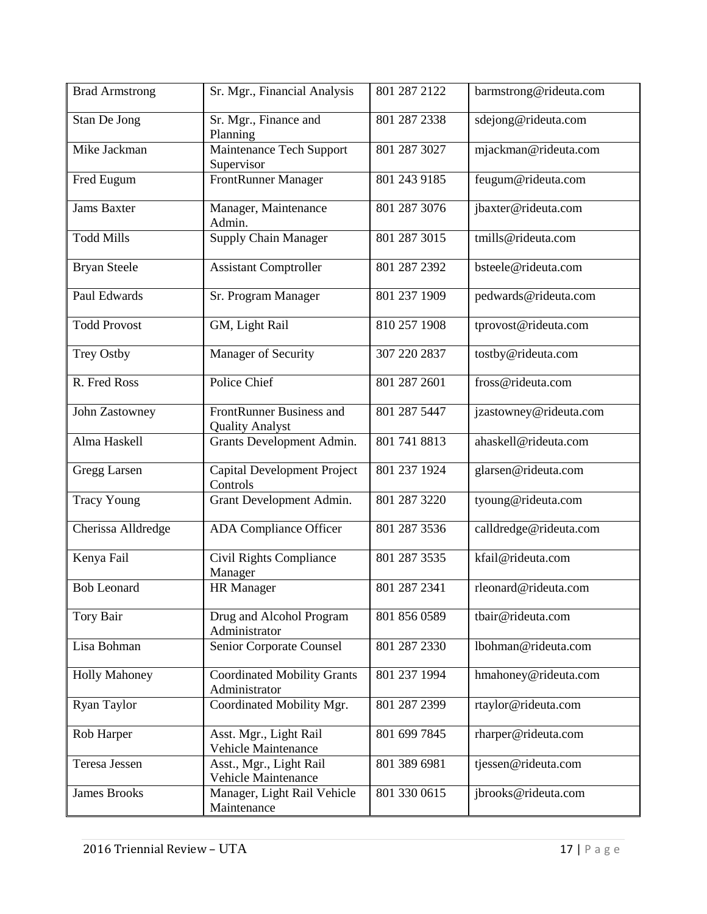| Brad Armstrong | Sr. Mgr., Financial Analysis | 801 287 2122 | barmstrong@rideuta.com |
|---|---|---|---|
| Stan De Jong | Sr. Mgr., Finance and Planning | 801 287 2338 | sdejong@rideuta.com |
| Mike Jackman | Maintenance Tech Support Supervisor | 801 287 3027 | mjackman@rideuta.com |
| Fred Eugum | FrontRunner Manager | 801 243 9185 | feugum@rideuta.com |
| Jams Baxter | Manager, Maintenance Admin. | 801 287 3076 | jbaxter@rideuta.com |
| Todd Mills | Supply Chain Manager | 801 287 3015 | tmills@rideuta.com |
| Bryan Steele | Assistant Comptroller | 801 287 2392 | bsteele@rideuta.com |
| Paul Edwards | Sr. Program Manager | 801 237 1909 | pedwards@rideuta.com |
| Todd Provost | GM, Light Rail | 810 257 1908 | tprovost@rideuta.com |
| Trey Ostby | Manager of Security | 307 220 2837 | tostby@rideuta.com |
| R. Fred Ross | Police Chief | 801 287 2601 | fross@rideuta.com |
| John Zastowney | FrontRunner Business and Quality Analyst | 801 287 5447 | jzastowney@rideuta.com |
| Alma Haskell | Grants Development Admin. | 801 741 8813 | ahaskell@rideuta.com |
| Gregg Larsen | Capital Development Project Controls | 801 237 1924 | glarsen@rideuta.com |
| Tracy Young | Grant Development Admin. | 801 287 3220 | tyoung@rideuta.com |
| Cherissa Alldredge | ADA Compliance Officer | 801 287 3536 | calldredge@rideuta.com |
| Kenya Fail | Civil Rights Compliance Manager | 801 287 3535 | kfail@rideuta.com |
| Bob Leonard | HR Manager | 801 287 2341 | rleonard@rideuta.com |
| Tory Bair | Drug and Alcohol Program Administrator | 801 856 0589 | tbair@rideuta.com |
| Lisa Bohman | Senior Corporate Counsel | 801 287 2330 | lbohman@rideuta.com |
| Holly Mahoney | Coordinated Mobility Grants Administrator | 801 237 1994 | hmahoney@rideuta.com |
| Ryan Taylor | Coordinated Mobility Mgr. | 801 287 2399 | rtaylor@rideuta.com |
| Rob Harper | Asst. Mgr., Light Rail Vehicle Maintenance | 801 699 7845 | rharper@rideuta.com |
| Teresa Jessen | Asst., Mgr., Light Rail Vehicle Maintenance | 801 389 6981 | tjessen@rideuta.com |
| James Brooks | Manager, Light Rail Vehicle Maintenance | 801 330 0615 | jbrooks@rideuta.com |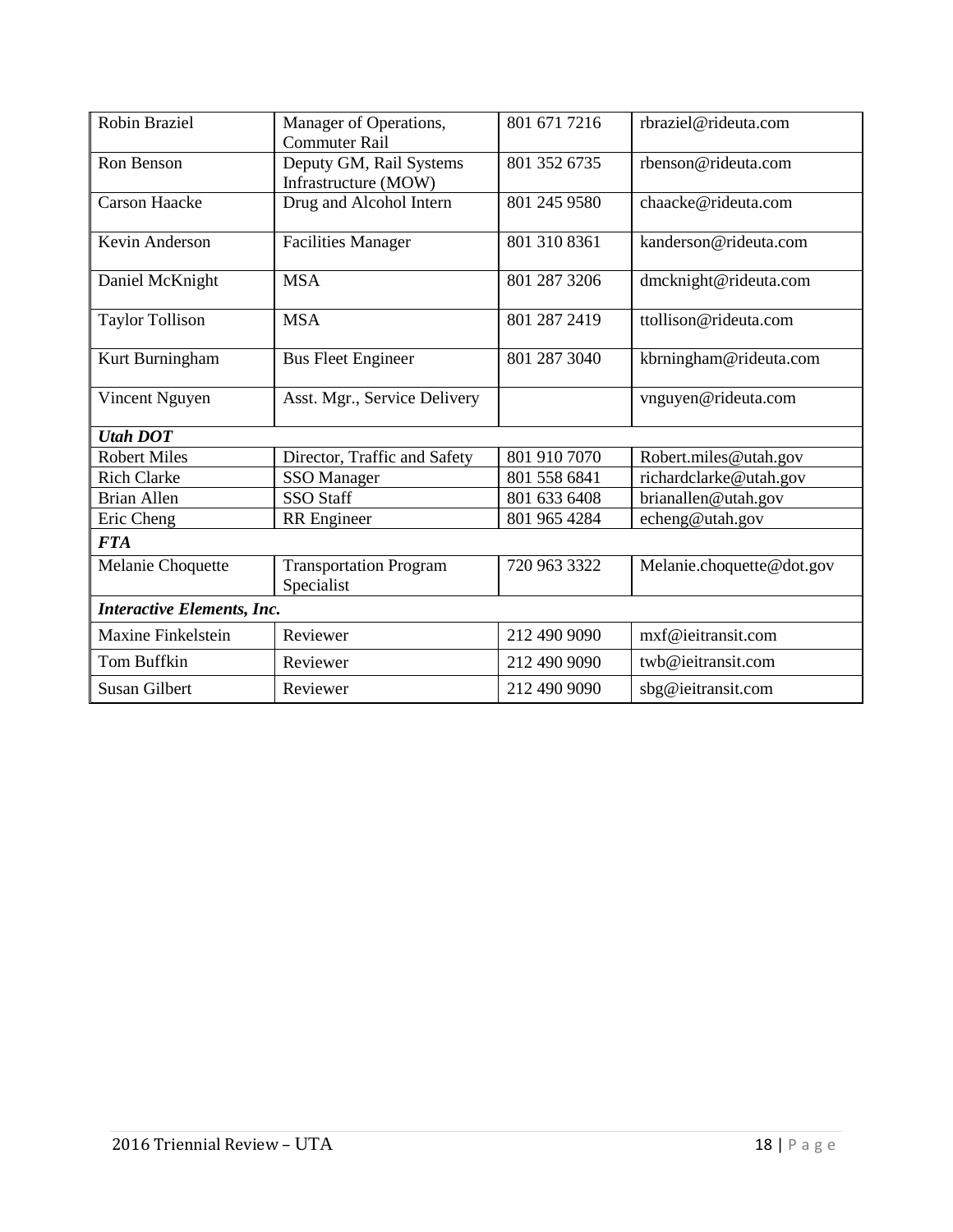| | | | |
|---|---|---|---|
| Robin Braziel | Manager of Operations, Commuter Rail | 801 671 7216 | rbraziel@rideuta.com |
| Ron Benson | Deputy GM, Rail Systems Infrastructure (MOW) | 801 352 6735 | rbenson@rideuta.com |
| Carson Haacke | Drug and Alcohol Intern | 801 245 9580 | chaacke@rideuta.com |
| Kevin Anderson | Facilities Manager | 801 310 8361 | kanderson@rideuta.com |
| Daniel McKnight | MSA | 801 287 3206 | dmcknight@rideuta.com |
| Taylor Tollison | MSA | 801 287 2419 | ttollison@rideuta.com |
| Kurt Burningham | Bus Fleet Engineer | 801 287 3040 | kbrningham@rideuta.com |
| Vincent Nguyen | Asst. Mgr., Service Delivery | | vnguyen@rideuta.com |
| ***Utah DOT*** | | | |
| Robert Miles | Director, Traffic and Safety | 801 910 7070 | Robert.miles@utah.gov |
| Rich Clarke | SSO Manager | 801 558 6841 | richardclarke@utah.gov |
| Brian Allen | SSO Staff | 801 633 6408 | brianallen@utah.gov |
| Eric Cheng | RR Engineer | 801 965 4284 | echeng@utah.gov |
| ***FTA*** | | | |
| Melanie Choquette | Transportation Program Specialist | 720 963 3322 | Melanie.choquette@dot.gov |
| ***Interactive Elements, Inc.*** | | | |
| Maxine Finkelstein | Reviewer | 212 490 9090 | mxf@ieitransit.com |
| Tom Buffkin | Reviewer | 212 490 9090 | twb@ieitransit.com |
| Susan Gilbert | Reviewer | 212 490 9090 | sbg@ieitransit.com |